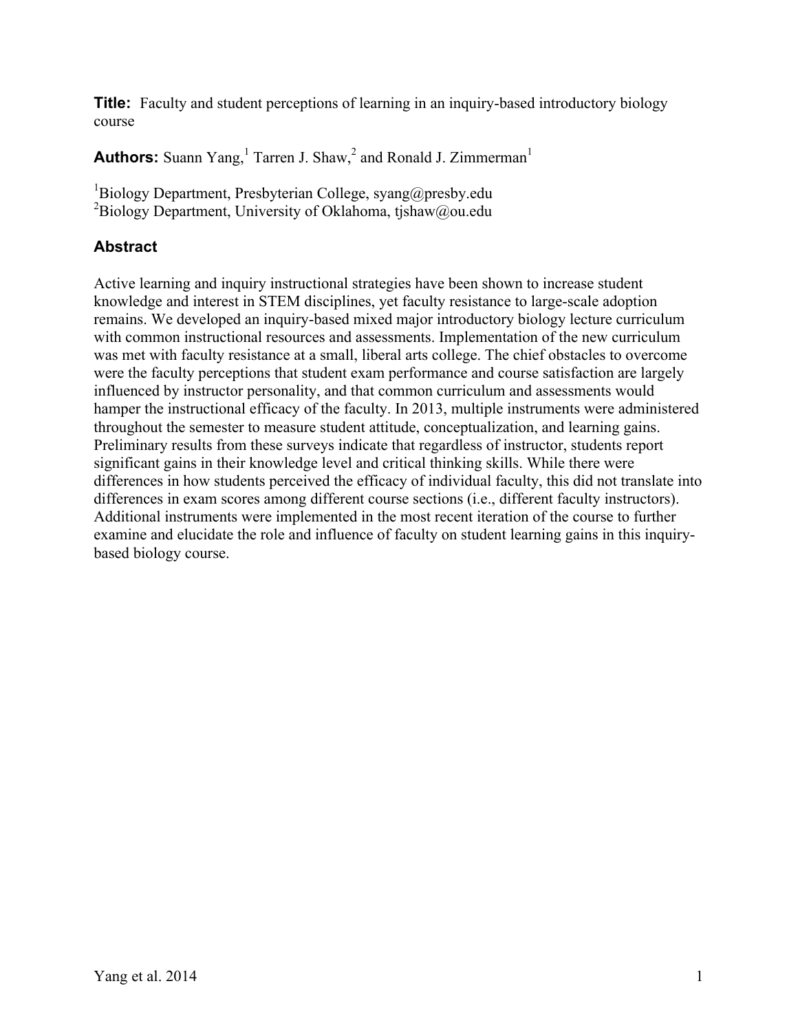**Title:** Faculty and student perceptions of learning in an inquiry-based introductory biology course

**Authors:** Suann Yang,[1] Tarren J. Shaw,[2] and Ronald J. Zimmerman[1]

[1]Biology Department, Presbyterian College, syang@presby.edu
[2]Biology Department, University of Oklahoma, tjshaw@ou.edu

## Abstract

Active learning and inquiry instructional strategies have been shown to increase student knowledge and interest in STEM disciplines, yet faculty resistance to large-scale adoption remains. We developed an inquiry-based mixed major introductory biology lecture curriculum with common instructional resources and assessments. Implementation of the new curriculum was met with faculty resistance at a small, liberal arts college. The chief obstacles to overcome were the faculty perceptions that student exam performance and course satisfaction are largely influenced by instructor personality, and that common curriculum and assessments would hamper the instructional efficacy of the faculty. In 2013, multiple instruments were administered throughout the semester to measure student attitude, conceptualization, and learning gains. Preliminary results from these surveys indicate that regardless of instructor, students report significant gains in their knowledge level and critical thinking skills. While there were differences in how students perceived the efficacy of individual faculty, this did not translate into differences in exam scores among different course sections (i.e., different faculty instructors). Additional instruments were implemented in the most recent iteration of the course to further examine and elucidate the role and influence of faculty on student learning gains in this inquiry-based biology course.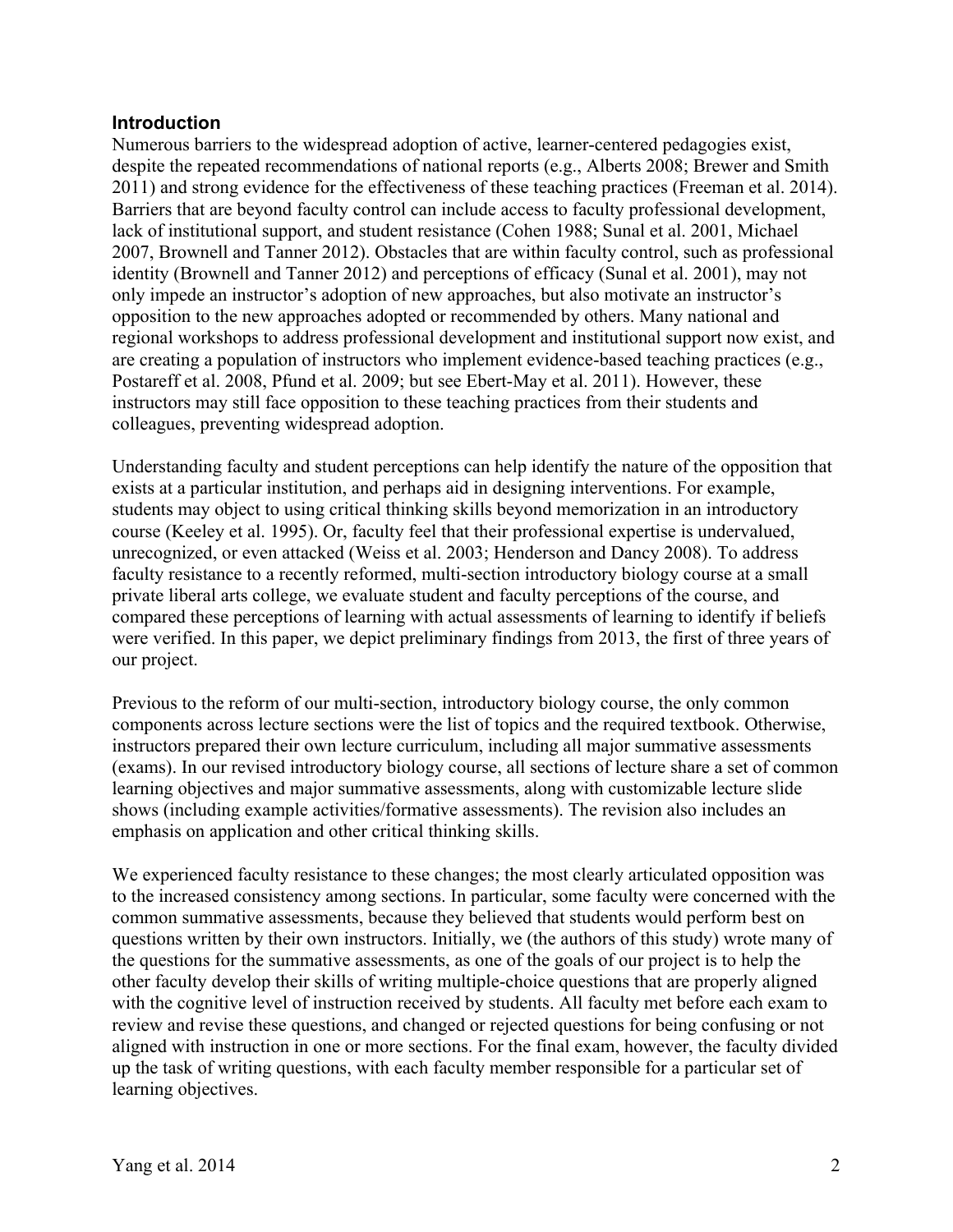## Introduction

Numerous barriers to the widespread adoption of active, learner-centered pedagogies exist, despite the repeated recommendations of national reports (e.g., Alberts 2008; Brewer and Smith 2011) and strong evidence for the effectiveness of these teaching practices (Freeman et al. 2014). Barriers that are beyond faculty control can include access to faculty professional development, lack of institutional support, and student resistance (Cohen 1988; Sunal et al. 2001, Michael 2007, Brownell and Tanner 2012). Obstacles that are within faculty control, such as professional identity (Brownell and Tanner 2012) and perceptions of efficacy (Sunal et al. 2001), may not only impede an instructor's adoption of new approaches, but also motivate an instructor's opposition to the new approaches adopted or recommended by others. Many national and regional workshops to address professional development and institutional support now exist, and are creating a population of instructors who implement evidence-based teaching practices (e.g., Postareff et al. 2008, Pfund et al. 2009; but see Ebert-May et al. 2011). However, these instructors may still face opposition to these teaching practices from their students and colleagues, preventing widespread adoption.

Understanding faculty and student perceptions can help identify the nature of the opposition that exists at a particular institution, and perhaps aid in designing interventions. For example, students may object to using critical thinking skills beyond memorization in an introductory course (Keeley et al. 1995). Or, faculty feel that their professional expertise is undervalued, unrecognized, or even attacked (Weiss et al. 2003; Henderson and Dancy 2008). To address faculty resistance to a recently reformed, multi-section introductory biology course at a small private liberal arts college, we evaluate student and faculty perceptions of the course, and compared these perceptions of learning with actual assessments of learning to identify if beliefs were verified. In this paper, we depict preliminary findings from 2013, the first of three years of our project.

Previous to the reform of our multi-section, introductory biology course, the only common components across lecture sections were the list of topics and the required textbook. Otherwise, instructors prepared their own lecture curriculum, including all major summative assessments (exams). In our revised introductory biology course, all sections of lecture share a set of common learning objectives and major summative assessments, along with customizable lecture slide shows (including example activities/formative assessments). The revision also includes an emphasis on application and other critical thinking skills.

We experienced faculty resistance to these changes; the most clearly articulated opposition was to the increased consistency among sections. In particular, some faculty were concerned with the common summative assessments, because they believed that students would perform best on questions written by their own instructors. Initially, we (the authors of this study) wrote many of the questions for the summative assessments, as one of the goals of our project is to help the other faculty develop their skills of writing multiple-choice questions that are properly aligned with the cognitive level of instruction received by students. All faculty met before each exam to review and revise these questions, and changed or rejected questions for being confusing or not aligned with instruction in one or more sections. For the final exam, however, the faculty divided up the task of writing questions, with each faculty member responsible for a particular set of learning objectives.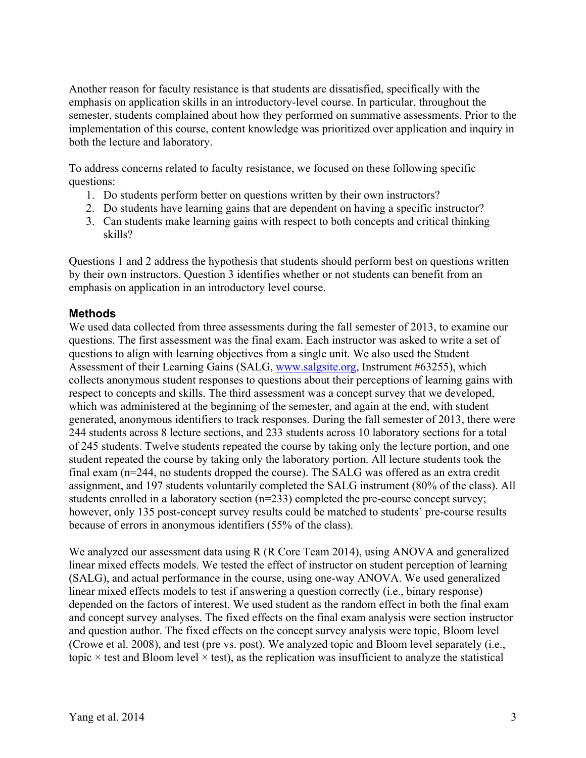Another reason for faculty resistance is that students are dissatisfied, specifically with the emphasis on application skills in an introductory-level course. In particular, throughout the semester, students complained about how they performed on summative assessments. Prior to the implementation of this course, content knowledge was prioritized over application and inquiry in both the lecture and laboratory.

To address concerns related to faculty resistance, we focused on these following specific questions:

1. Do students perform better on questions written by their own instructors?
2. Do students have learning gains that are dependent on having a specific instructor?
3. Can students make learning gains with respect to both concepts and critical thinking skills?

Questions 1 and 2 address the hypothesis that students should perform best on questions written by their own instructors. Question 3 identifies whether or not students can benefit from an emphasis on application in an introductory level course.

## Methods

We used data collected from three assessments during the fall semester of 2013, to examine our questions. The first assessment was the final exam. Each instructor was asked to write a set of questions to align with learning objectives from a single unit. We also used the Student Assessment of their Learning Gains (SALG, www.salgsite.org, Instrument #63255), which collects anonymous student responses to questions about their perceptions of learning gains with respect to concepts and skills. The third assessment was a concept survey that we developed, which was administered at the beginning of the semester, and again at the end, with student generated, anonymous identifiers to track responses. During the fall semester of 2013, there were 244 students across 8 lecture sections, and 233 students across 10 laboratory sections for a total of 245 students. Twelve students repeated the course by taking only the lecture portion, and one student repeated the course by taking only the laboratory portion. All lecture students took the final exam (n=244, no students dropped the course). The SALG was offered as an extra credit assignment, and 197 students voluntarily completed the SALG instrument (80% of the class). All students enrolled in a laboratory section (n=233) completed the pre-course concept survey; however, only 135 post-concept survey results could be matched to students' pre-course results because of errors in anonymous identifiers (55% of the class).

We analyzed our assessment data using R (R Core Team 2014), using ANOVA and generalized linear mixed effects models. We tested the effect of instructor on student perception of learning (SALG), and actual performance in the course, using one-way ANOVA. We used generalized linear mixed effects models to test if answering a question correctly (i.e., binary response) depended on the factors of interest. We used student as the random effect in both the final exam and concept survey analyses. The fixed effects on the final exam analysis were section instructor and question author. The fixed effects on the concept survey analysis were topic, Bloom level (Crowe et al. 2008), and test (pre vs. post). We analyzed topic and Bloom level separately (i.e., topic × test and Bloom level × test), as the replication was insufficient to analyze the statistical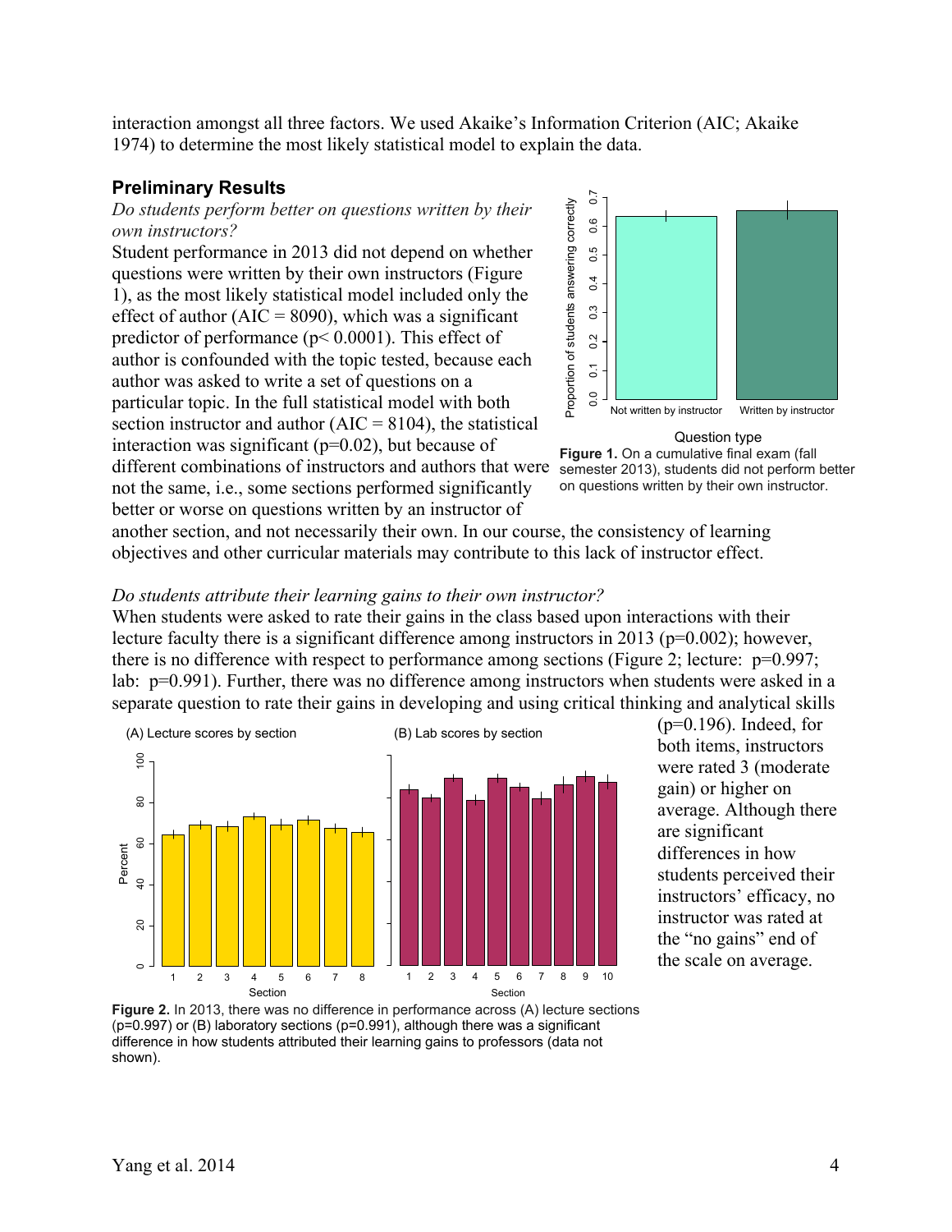interaction amongst all three factors. We used Akaike's Information Criterion (AIC; Akaike 1974) to determine the most likely statistical model to explain the data.

## Preliminary Results

*Do students perform better on questions written by their own instructors?*

Student performance in 2013 did not depend on whether questions were written by their own instructors (Figure 1), as the most likely statistical model included only the effect of author (AIC = 8090), which was a significant predictor of performance ($p < 0.0001$). This effect of author is confounded with the topic tested, because each author was asked to write a set of questions on a particular topic. In the full statistical model with both section instructor and author (AIC = 8104), the statistical interaction was significant ($p=0.02$), but because of different combinations of instructors and authors that were not the same, i.e., some sections performed significantly better or worse on questions written by an instructor of another section, and not necessarily their own. In our course, the consistency of learning objectives and other curricular materials may contribute to this lack of instructor effect.

**Figure 1.** On a cumulative final exam (fall semester 2013), students did not perform better on questions written by their own instructor.

*Do students attribute their learning gains to their own instructor?*

When students were asked to rate their gains in the class based upon interactions with their lecture faculty there is a significant difference among instructors in 2013 ($p=0.002$); however, there is no difference with respect to performance among sections (Figure 2; lecture: $p=0.997$; lab: $p=0.991$). Further, there was no difference among instructors when students were asked in a separate question to rate their gains in developing and using critical thinking and analytical skills ($p=0.196$). Indeed, for both items, instructors were rated 3 (moderate gain) or higher on average. Although there are significant differences in how students perceived their instructors' efficacy, no instructor was rated at the "no gains" end of the scale on average.

**Figure 2.** In 2013, there was no difference in performance across (A) lecture sections ($p=0.997$) or (B) laboratory sections ($p=0.991$), although there was a significant difference in how students attributed their learning gains to professors (data not shown).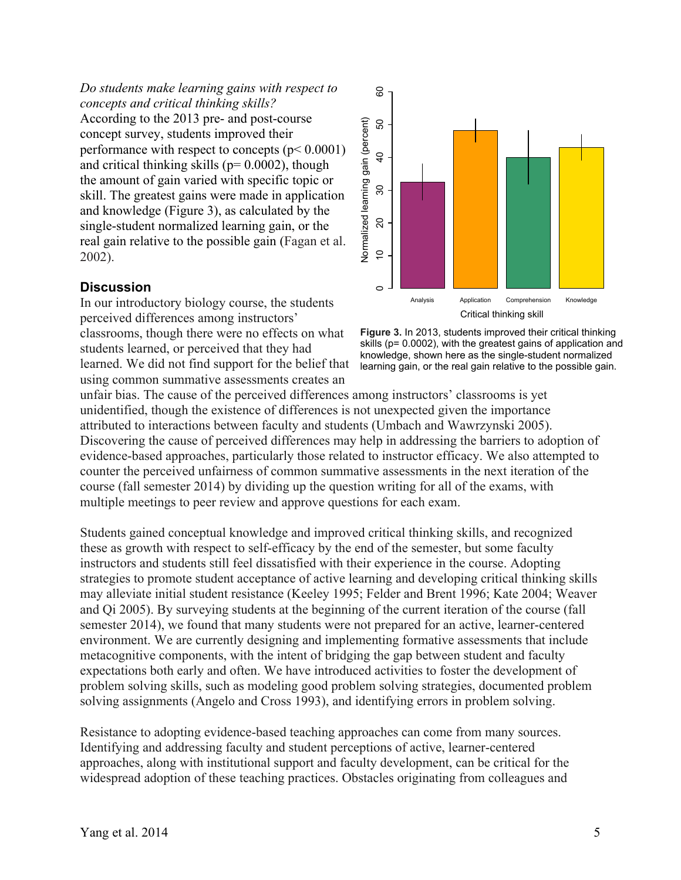*Do students make learning gains with respect to concepts and critical thinking skills?*
According to the 2013 pre- and post-course concept survey, students improved their performance with respect to concepts ($p < 0.0001$) and critical thinking skills ($p = 0.0002$), though the amount of gain varied with specific topic or skill. The greatest gains were made in application and knowledge (Figure 3), as calculated by the single-student normalized learning gain, or the real gain relative to the possible gain (Fagan et al. 2002).

**Figure 3.** In 2013, students improved their critical thinking skills ($p = 0.0002$), with the greatest gains of application and knowledge, shown here as the single-student normalized learning gain, or the real gain relative to the possible gain.

## Discussion

In our introductory biology course, the students perceived differences among instructors' classrooms, though there were no effects on what students learned, or perceived that they had learned. We did not find support for the belief that using common summative assessments creates an unfair bias. The cause of the perceived differences among instructors' classrooms is yet unidentified, though the existence of differences is not unexpected given the importance attributed to interactions between faculty and students (Umbach and Wawrzynski 2005). Discovering the cause of perceived differences may help in addressing the barriers to adoption of evidence-based approaches, particularly those related to instructor efficacy. We also attempted to counter the perceived unfairness of common summative assessments in the next iteration of the course (fall semester 2014) by dividing up the question writing for all of the exams, with multiple meetings to peer review and approve questions for each exam.

Students gained conceptual knowledge and improved critical thinking skills, and recognized these as growth with respect to self-efficacy by the end of the semester, but some faculty instructors and students still feel dissatisfied with their experience in the course. Adopting strategies to promote student acceptance of active learning and developing critical thinking skills may alleviate initial student resistance (Keeley 1995; Felder and Brent 1996; Kate 2004; Weaver and Qi 2005). By surveying students at the beginning of the current iteration of the course (fall semester 2014), we found that many students were not prepared for an active, learner-centered environment. We are currently designing and implementing formative assessments that include metacognitive components, with the intent of bridging the gap between student and faculty expectations both early and often. We have introduced activities to foster the development of problem solving skills, such as modeling good problem solving strategies, documented problem solving assignments (Angelo and Cross 1993), and identifying errors in problem solving.

Resistance to adopting evidence-based teaching approaches can come from many sources. Identifying and addressing faculty and student perceptions of active, learner-centered approaches, along with institutional support and faculty development, can be critical for the widespread adoption of these teaching practices. Obstacles originating from colleagues and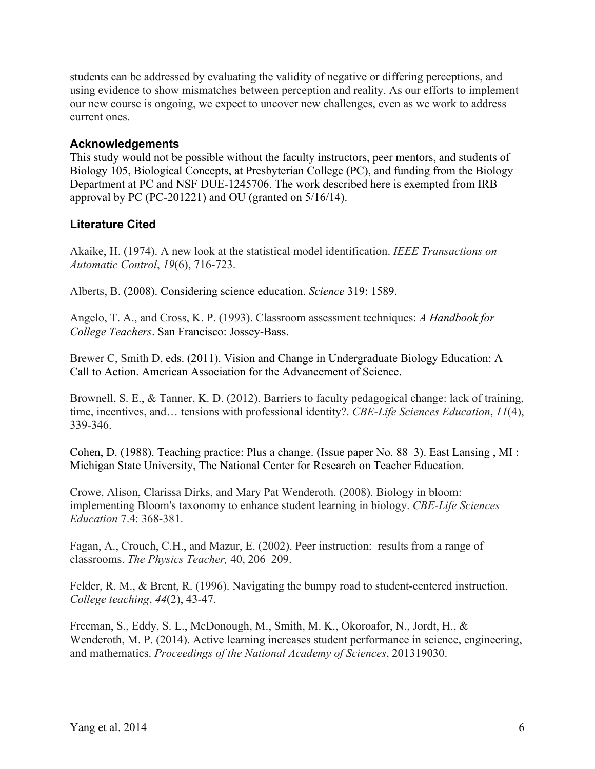students can be addressed by evaluating the validity of negative or differing perceptions, and using evidence to show mismatches between perception and reality. As our efforts to implement our new course is ongoing, we expect to uncover new challenges, even as we work to address current ones.

### Acknowledgements

This study would not be possible without the faculty instructors, peer mentors, and students of Biology 105, Biological Concepts, at Presbyterian College (PC), and funding from the Biology Department at PC and NSF DUE-1245706. The work described here is exempted from IRB approval by PC (PC-201221) and OU (granted on 5/16/14).

### Literature Cited

Akaike, H. (1974). A new look at the statistical model identification. *IEEE Transactions on Automatic Control*, *19*(6), 716-723.

Alberts, B. (2008). Considering science education. *Science* 319: 1589.

Angelo, T. A., and Cross, K. P. (1993). Classroom assessment techniques: *A Handbook for College Teachers*. San Francisco: Jossey-Bass.

Brewer C, Smith D, eds. (2011). Vision and Change in Undergraduate Biology Education: A Call to Action. American Association for the Advancement of Science.

Brownell, S. E., & Tanner, K. D. (2012). Barriers to faculty pedagogical change: lack of training, time, incentives, and… tensions with professional identity?. *CBE-Life Sciences Education*, *11*(4), 339-346.

Cohen, D. (1988). Teaching practice: Plus a change. (Issue paper No. 88–3). East Lansing , MI : Michigan State University, The National Center for Research on Teacher Education.

Crowe, Alison, Clarissa Dirks, and Mary Pat Wenderoth. (2008). Biology in bloom: implementing Bloom's taxonomy to enhance student learning in biology. *CBE-Life Sciences Education* 7.4: 368-381.

Fagan, A., Crouch, C.H., and Mazur, E. (2002). Peer instruction: results from a range of classrooms. *The Physics Teacher,* 40, 206–209.

Felder, R. M., & Brent, R. (1996). Navigating the bumpy road to student-centered instruction. *College teaching*, *44*(2), 43-47.

Freeman, S., Eddy, S. L., McDonough, M., Smith, M. K., Okoroafor, N., Jordt, H., & Wenderoth, M. P. (2014). Active learning increases student performance in science, engineering, and mathematics. *Proceedings of the National Academy of Sciences*, 201319030.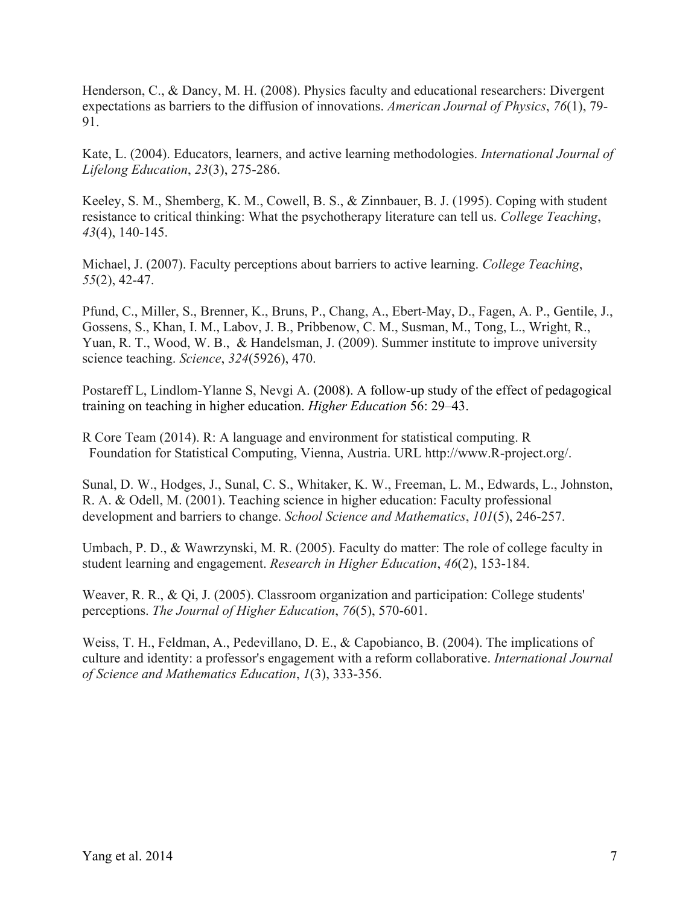Henderson, C., & Dancy, M. H. (2008). Physics faculty and educational researchers: Divergent expectations as barriers to the diffusion of innovations. *American Journal of Physics*, *76*(1), 79-91.

Kate, L. (2004). Educators, learners, and active learning methodologies. *International Journal of Lifelong Education*, *23*(3), 275-286.

Keeley, S. M., Shemberg, K. M., Cowell, B. S., & Zinnbauer, B. J. (1995). Coping with student resistance to critical thinking: What the psychotherapy literature can tell us. *College Teaching*, *43*(4), 140-145.

Michael, J. (2007). Faculty perceptions about barriers to active learning. *College Teaching*, *55*(2), 42-47.

Pfund, C., Miller, S., Brenner, K., Bruns, P., Chang, A., Ebert-May, D., Fagen, A. P., Gentile, J., Gossens, S., Khan, I. M., Labov, J. B., Pribbenow, C. M., Susman, M., Tong, L., Wright, R., Yuan, R. T., Wood, W. B., & Handelsman, J. (2009). Summer institute to improve university science teaching. *Science*, *324*(5926), 470.

Postareff L, Lindlom-Ylanne S, Nevgi A. (2008). A follow-up study of the effect of pedagogical training on teaching in higher education. *Higher Education* 56: 29–43.

R Core Team (2014). R: A language and environment for statistical computing. R Foundation for Statistical Computing, Vienna, Austria. URL http://www.R-project.org/.

Sunal, D. W., Hodges, J., Sunal, C. S., Whitaker, K. W., Freeman, L. M., Edwards, L., Johnston, R. A. & Odell, M. (2001). Teaching science in higher education: Faculty professional development and barriers to change. *School Science and Mathematics*, *101*(5), 246-257.

Umbach, P. D., & Wawrzynski, M. R. (2005). Faculty do matter: The role of college faculty in student learning and engagement. *Research in Higher Education*, *46*(2), 153-184.

Weaver, R. R., & Qi, J. (2005). Classroom organization and participation: College students' perceptions. *The Journal of Higher Education*, *76*(5), 570-601.

Weiss, T. H., Feldman, A., Pedevillano, D. E., & Capobianco, B. (2004). The implications of culture and identity: a professor's engagement with a reform collaborative. *International Journal of Science and Mathematics Education*, *1*(3), 333-356.